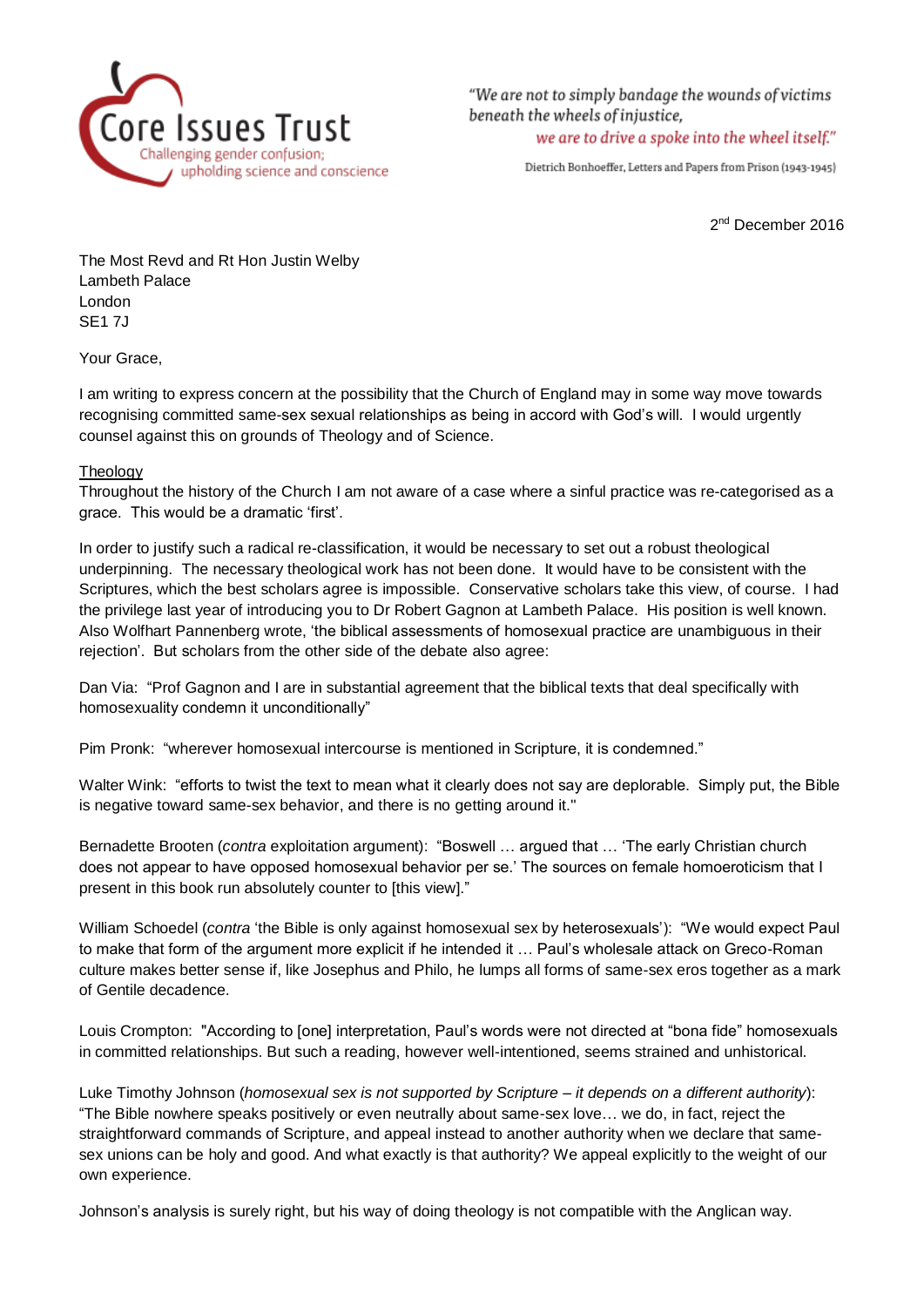Core Issues Trust
Challenging gender confusion;
upholding science and conscience

*"We are not to simply bandage the wounds of victims beneath the wheels of injustice,*
*we are to drive a spoke into the wheel itself."*

Dietrich Bonhoeffer, Letters and Papers from Prison (1943-1945)

2nd December 2016

The Most Revd and Rt Hon Justin Welby
Lambeth Palace
London
SE1 7J

Your Grace,

I am writing to express concern at the possibility that the Church of England may in some way move towards recognising committed same-sex sexual relationships as being in accord with God's will. I would urgently counsel against this on grounds of Theology and of Science.

Theology

Throughout the history of the Church I am not aware of a case where a sinful practice was re-categorised as a grace. This would be a dramatic 'first'.

In order to justify such a radical re-classification, it would be necessary to set out a robust theological underpinning. The necessary theological work has not been done. It would have to be consistent with the Scriptures, which the best scholars agree is impossible. Conservative scholars take this view, of course. I had the privilege last year of introducing you to Dr Robert Gagnon at Lambeth Palace. His position is well known. Also Wolfhart Pannenberg wrote, 'the biblical assessments of homosexual practice are unambiguous in their rejection'. But scholars from the other side of the debate also agree:

Dan Via: "Prof Gagnon and I are in substantial agreement that the biblical texts that deal specifically with homosexuality condemn it unconditionally"

Pim Pronk: "wherever homosexual intercourse is mentioned in Scripture, it is condemned."

Walter Wink: "efforts to twist the text to mean what it clearly does not say are deplorable. Simply put, the Bible is negative toward same-sex behavior, and there is no getting around it."

Bernadette Brooten (*contra* exploitation argument): "Boswell … argued that … 'The early Christian church does not appear to have opposed homosexual behavior per se.' The sources on female homoeroticism that I present in this book run absolutely counter to [this view]."

William Schoedel (*contra* 'the Bible is only against homosexual sex by heterosexuals'): "We would expect Paul to make that form of the argument more explicit if he intended it … Paul's wholesale attack on Greco-Roman culture makes better sense if, like Josephus and Philo, he lumps all forms of same-sex eros together as a mark of Gentile decadence.

Louis Crompton: "According to [one] interpretation, Paul's words were not directed at "bona fide" homosexuals in committed relationships. But such a reading, however well-intentioned, seems strained and unhistorical.

Luke Timothy Johnson (*homosexual sex is not supported by Scripture – it depends on a different authority*): "The Bible nowhere speaks positively or even neutrally about same-sex love… we do, in fact, reject the straightforward commands of Scripture, and appeal instead to another authority when we declare that same-sex unions can be holy and good. And what exactly is that authority? We appeal explicitly to the weight of our own experience.

Johnson's analysis is surely right, but his way of doing theology is not compatible with the Anglican way.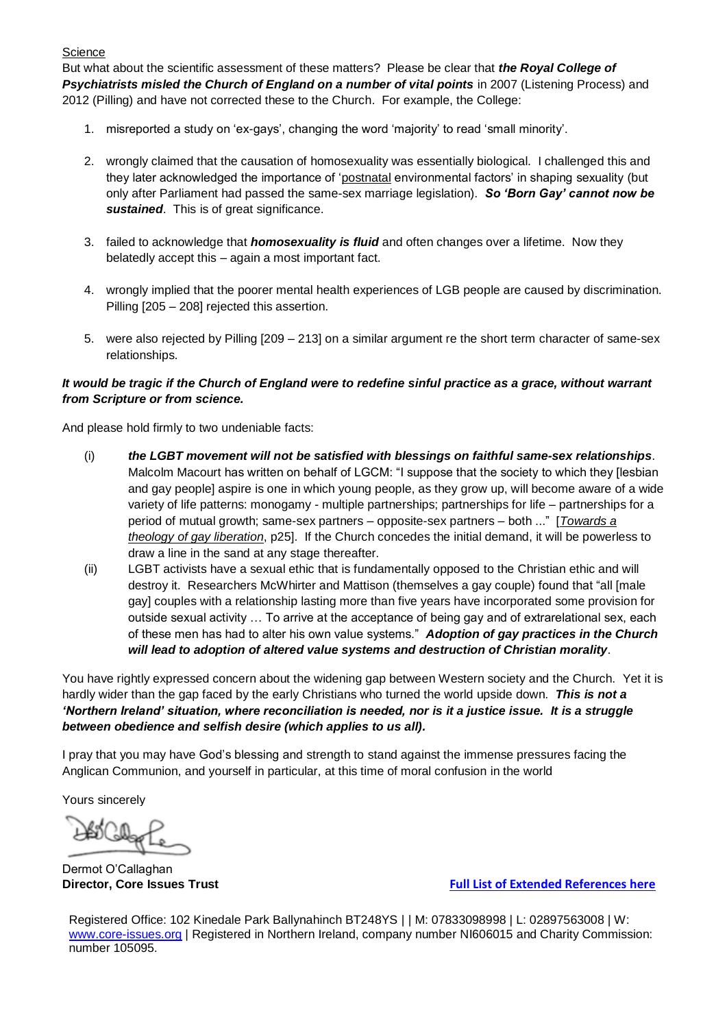Science

But what about the scientific assessment of these matters? Please be clear that ***the Royal College of Psychiatrists misled the Church of England on a number of vital points*** in 2007 (Listening Process) and 2012 (Pilling) and have not corrected these to the Church. For example, the College:

1. misreported a study on 'ex-gays', changing the word 'majority' to read 'small minority'.

2. wrongly claimed that the causation of homosexuality was essentially biological. I challenged this and they later acknowledged the importance of 'postnatal environmental factors' in shaping sexuality (but only after Parliament had passed the same-sex marriage legislation). ***So 'Born Gay' cannot now be sustained***. This is of great significance.

3. failed to acknowledge that ***homosexuality is fluid*** and often changes over a lifetime. Now they belatedly accept this – again a most important fact.

4. wrongly implied that the poorer mental health experiences of LGB people are caused by discrimination. Pilling [205 – 208] rejected this assertion.

5. were also rejected by Pilling [209 – 213] on a similar argument re the short term character of same-sex relationships.

***It would be tragic if the Church of England were to redefine sinful practice as a grace, without warrant from Scripture or from science.***

And please hold firmly to two undeniable facts:

(i) ***the LGBT movement will not be satisfied with blessings on faithful same-sex relationships***. Malcolm Macourt has written on behalf of LGCM: "I suppose that the society to which they [lesbian and gay people] aspire is one in which young people, as they grow up, will become aware of a wide variety of life patterns: monogamy - multiple partnerships; partnerships for life – partnerships for a period of mutual growth; same-sex partners – opposite-sex partners – both ..." [*Towards a theology of gay liberation*, p25]. If the Church concedes the initial demand, it will be powerless to draw a line in the sand at any stage thereafter.

(ii) LGBT activists have a sexual ethic that is fundamentally opposed to the Christian ethic and will destroy it. Researchers McWhirter and Mattison (themselves a gay couple) found that "all [male gay] couples with a relationship lasting more than five years have incorporated some provision for outside sexual activity … To arrive at the acceptance of being gay and of extrarelational sex, each of these men has had to alter his own value systems." ***Adoption of gay practices in the Church will lead to adoption of altered value systems and destruction of Christian morality***.

You have rightly expressed concern about the widening gap between Western society and the Church. Yet it is hardly wider than the gap faced by the early Christians who turned the world upside down. ***This is not a 'Northern Ireland' situation, where reconciliation is needed, nor is it a justice issue. It is a struggle between obedience and selfish desire (which applies to us all).***

I pray that you may have God's blessing and strength to stand against the immense pressures facing the Anglican Communion, and yourself in particular, at this time of moral confusion in the world

Yours sincerely

Dermot O'Callaghan
**Director, Core Issues Trust**

**Full List of Extended References here**

Registered Office: 102 Kinedale Park Ballynahinch BT248YS | | M: 07833098998 | L: 02897563008 | W: www.core-issues.org | Registered in Northern Ireland, company number NI606015 and Charity Commission: number 105095.